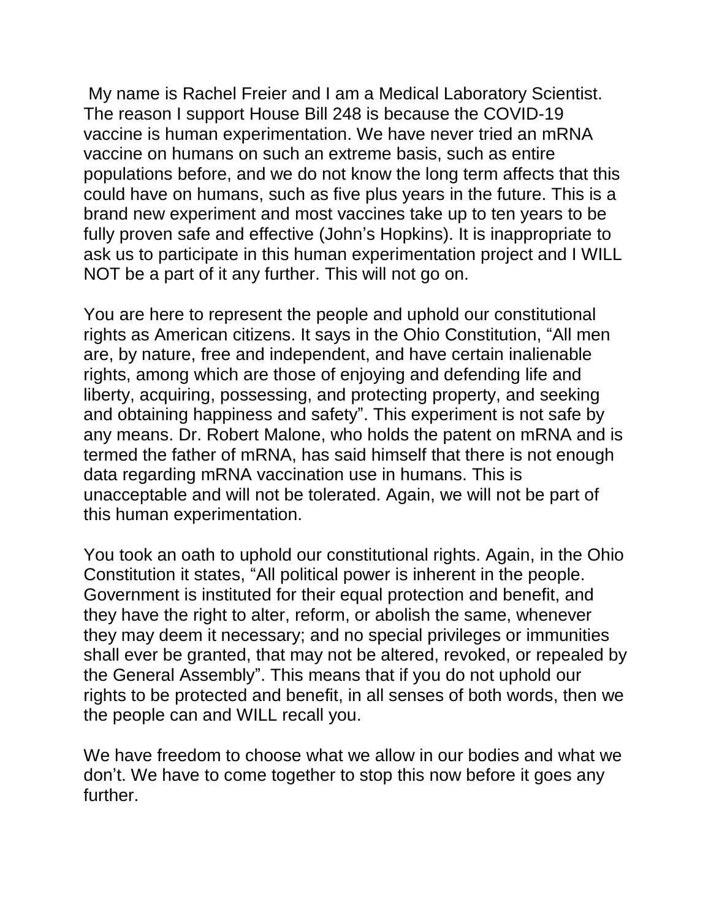My name is Rachel Freier and I am a Medical Laboratory Scientist. The reason I support House Bill 248 is because the COVID-19 vaccine is human experimentation. We have never tried an mRNA vaccine on humans on such an extreme basis, such as entire populations before, and we do not know the long term affects that this could have on humans, such as five plus years in the future. This is a brand new experiment and most vaccines take up to ten years to be fully proven safe and effective (John's Hopkins). It is inappropriate to ask us to participate in this human experimentation project and I WILL NOT be a part of it any further. This will not go on.

You are here to represent the people and uphold our constitutional rights as American citizens. It says in the Ohio Constitution, "All men are, by nature, free and independent, and have certain inalienable rights, among which are those of enjoying and defending life and liberty, acquiring, possessing, and protecting property, and seeking and obtaining happiness and safety". This experiment is not safe by any means. Dr. Robert Malone, who holds the patent on mRNA and is termed the father of mRNA, has said himself that there is not enough data regarding mRNA vaccination use in humans. This is unacceptable and will not be tolerated. Again, we will not be part of this human experimentation.

You took an oath to uphold our constitutional rights. Again, in the Ohio Constitution it states, "All political power is inherent in the people. Government is instituted for their equal protection and benefit, and they have the right to alter, reform, or abolish the same, whenever they may deem it necessary; and no special privileges or immunities shall ever be granted, that may not be altered, revoked, or repealed by the General Assembly". This means that if you do not uphold our rights to be protected and benefit, in all senses of both words, then we the people can and WILL recall you.

We have freedom to choose what we allow in our bodies and what we don't. We have to come together to stop this now before it goes any further.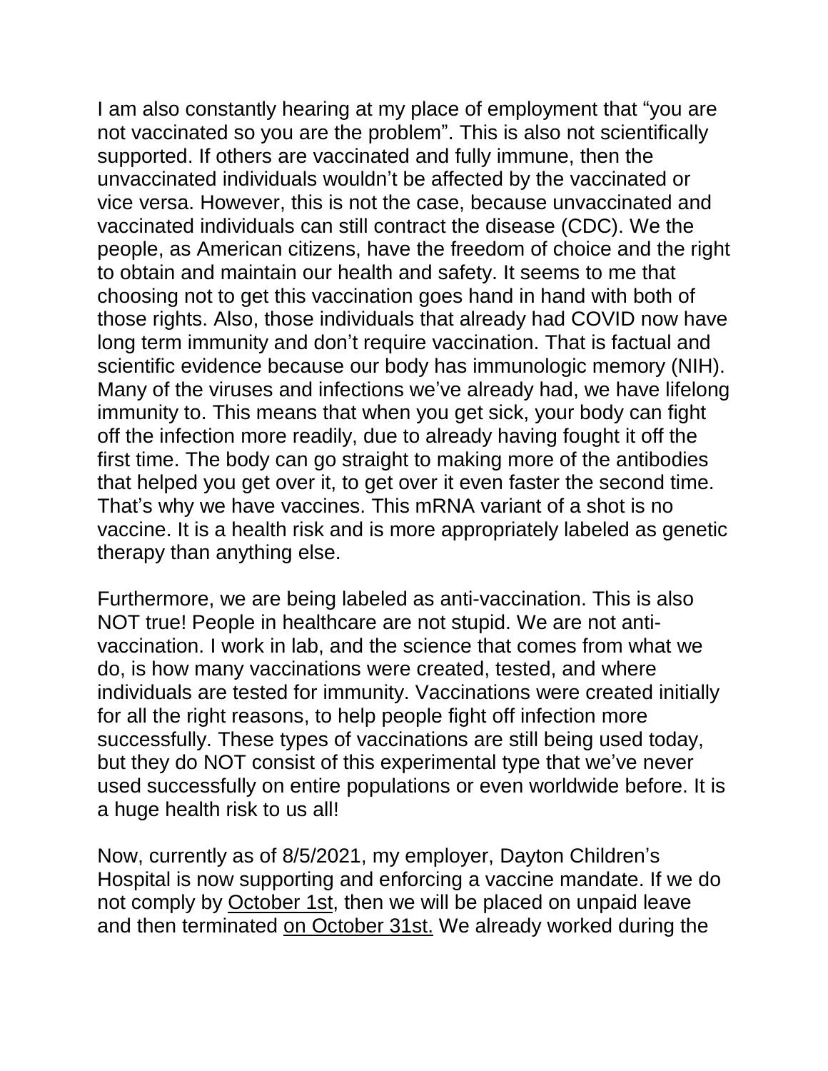I am also constantly hearing at my place of employment that "you are not vaccinated so you are the problem". This is also not scientifically supported. If others are vaccinated and fully immune, then the unvaccinated individuals wouldn't be affected by the vaccinated or vice versa. However, this is not the case, because unvaccinated and vaccinated individuals can still contract the disease (CDC). We the people, as American citizens, have the freedom of choice and the right to obtain and maintain our health and safety. It seems to me that choosing not to get this vaccination goes hand in hand with both of those rights. Also, those individuals that already had COVID now have long term immunity and don't require vaccination. That is factual and scientific evidence because our body has immunologic memory (NIH). Many of the viruses and infections we've already had, we have lifelong immunity to. This means that when you get sick, your body can fight off the infection more readily, due to already having fought it off the first time. The body can go straight to making more of the antibodies that helped you get over it, to get over it even faster the second time. That's why we have vaccines. This mRNA variant of a shot is no vaccine. It is a health risk and is more appropriately labeled as genetic therapy than anything else.

Furthermore, we are being labeled as anti-vaccination. This is also NOT true! People in healthcare are not stupid. We are not anti-vaccination. I work in lab, and the science that comes from what we do, is how many vaccinations were created, tested, and where individuals are tested for immunity. Vaccinations were created initially for all the right reasons, to help people fight off infection more successfully. These types of vaccinations are still being used today, but they do NOT consist of this experimental type that we've never used successfully on entire populations or even worldwide before. It is a huge health risk to us all!

Now, currently as of 8/5/2021, my employer, Dayton Children's Hospital is now supporting and enforcing a vaccine mandate. If we do not comply by <u>October 1st</u>, then we will be placed on unpaid leave and then terminated <u>on October 31st.</u> We already worked during the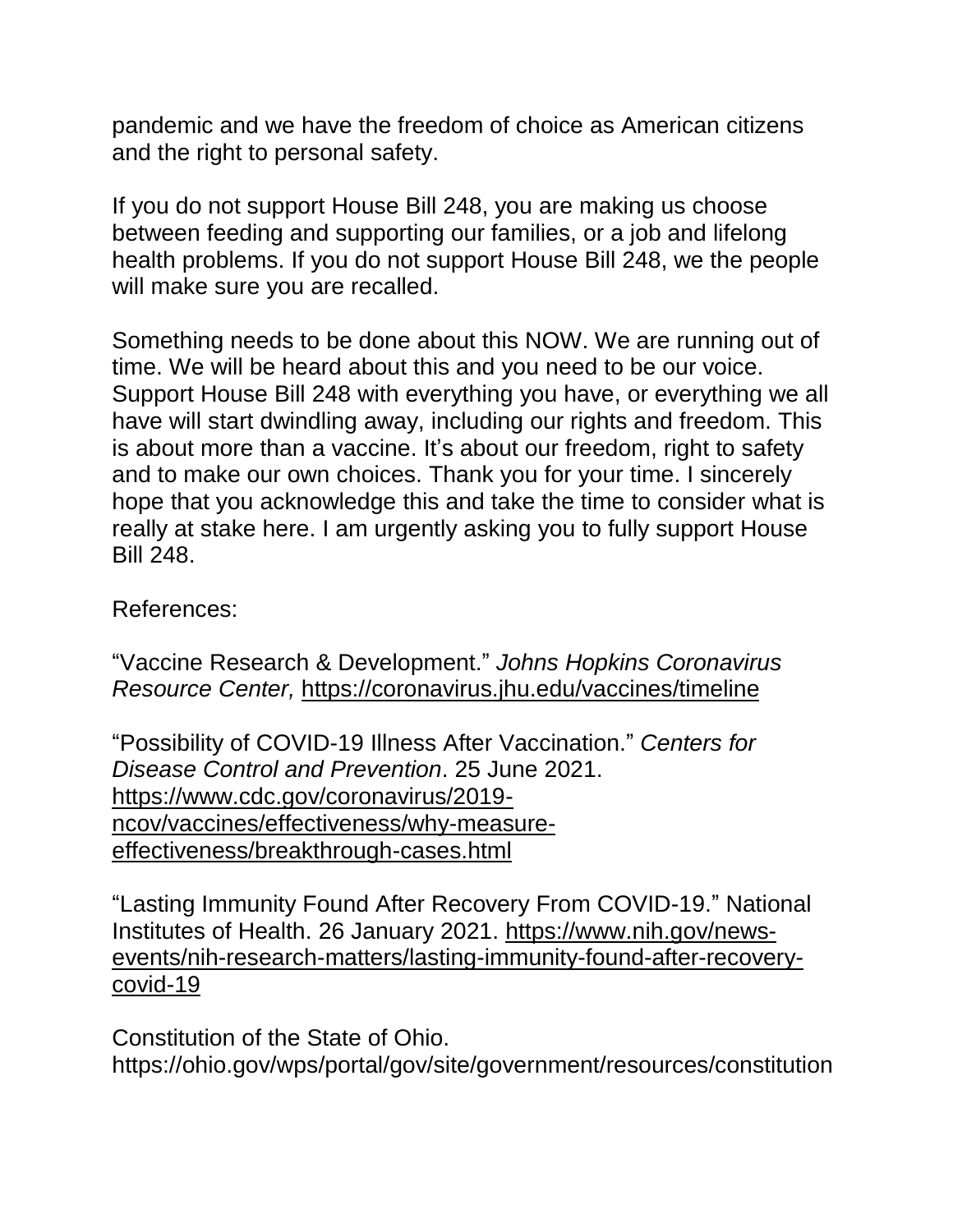pandemic and we have the freedom of choice as American citizens and the right to personal safety.

If you do not support House Bill 248, you are making us choose between feeding and supporting our families, or a job and lifelong health problems. If you do not support House Bill 248, we the people will make sure you are recalled.

Something needs to be done about this NOW. We are running out of time. We will be heard about this and you need to be our voice. Support House Bill 248 with everything you have, or everything we all have will start dwindling away, including our rights and freedom. This is about more than a vaccine. It's about our freedom, right to safety and to make our own choices. Thank you for your time. I sincerely hope that you acknowledge this and take the time to consider what is really at stake here. I am urgently asking you to fully support House Bill 248.

References:

"Vaccine Research & Development." *Johns Hopkins Coronavirus Resource Center,* https://coronavirus.jhu.edu/vaccines/timeline

"Possibility of COVID-19 Illness After Vaccination." *Centers for Disease Control and Prevention*. 25 June 2021. https://www.cdc.gov/coronavirus/2019-ncov/vaccines/effectiveness/why-measure-effectiveness/breakthrough-cases.html

"Lasting Immunity Found After Recovery From COVID-19." National Institutes of Health. 26 January 2021. https://www.nih.gov/news-events/nih-research-matters/lasting-immunity-found-after-recovery-covid-19

Constitution of the State of Ohio. https://ohio.gov/wps/portal/gov/site/government/resources/constitution